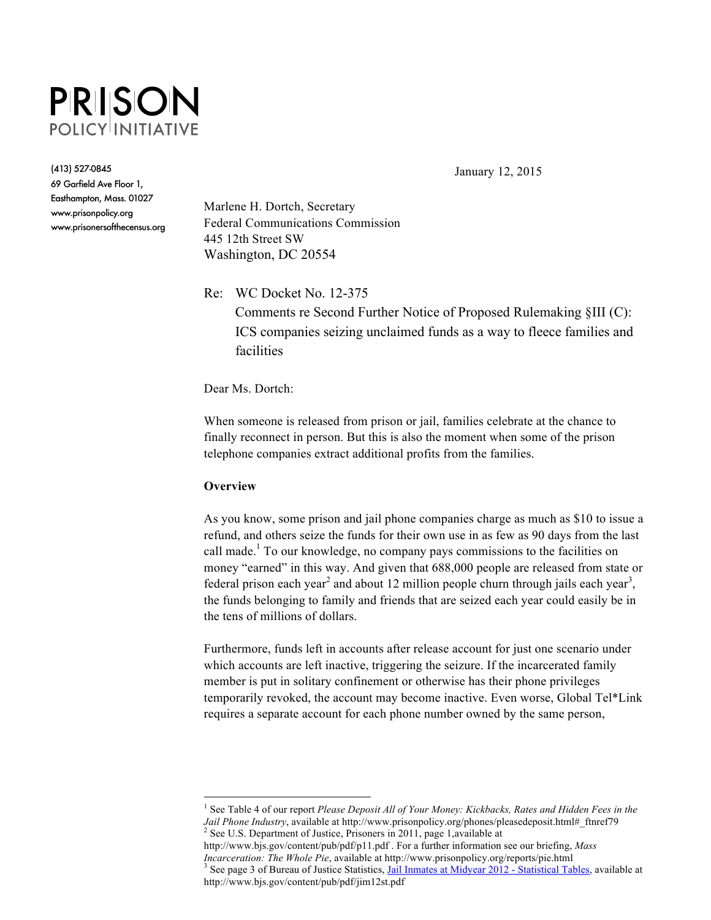# PRISON POLICY INITIATIVE

(413) 527-0845
69 Garfield Ave Floor 1,
Easthampton, Mass. 01027
www.prisonpolicy.org
www.prisonersofthecensus.org

January 12, 2015

Marlene H. Dortch, Secretary
Federal Communications Commission
445 12th Street SW
Washington, DC 20554

Re: WC Docket No. 12-375
Comments re Second Further Notice of Proposed Rulemaking §III (C): ICS companies seizing unclaimed funds as a way to fleece families and facilities

Dear Ms. Dortch:

When someone is released from prison or jail, families celebrate at the chance to finally reconnect in person. But this is also the moment when some of the prison telephone companies extract additional profits from the families.

**Overview**

As you know, some prison and jail phone companies charge as much as $10 to issue a refund, and others seize the funds for their own use in as few as 90 days from the last call made.[1] To our knowledge, no company pays commissions to the facilities on money "earned" in this way. And given that 688,000 people are released from state or federal prison each year[2] and about 12 million people churn through jails each year[3], the funds belonging to family and friends that are seized each year could easily be in the tens of millions of dollars.

Furthermore, funds left in accounts after release account for just one scenario under which accounts are left inactive, triggering the seizure. If the incarcerated family member is put in solitary confinement or otherwise has their phone privileges temporarily revoked, the account may become inactive. Even worse, Global Tel*Link requires a separate account for each phone number owned by the same person,

---

[1] See Table 4 of our report *Please Deposit All of Your Money: Kickbacks, Rates and Hidden Fees in the Jail Phone Industry*, available at http://www.prisonpolicy.org/phones/pleasedeposit.html#_ftnref79

[2] See U.S. Department of Justice, Prisoners in 2011, page 1,available at http://www.bjs.gov/content/pub/pdf/p11.pdf . For a further information see our briefing, *Mass Incarceration: The Whole Pie*, available at http://www.prisonpolicy.org/reports/pie.html

[3] See page 3 of Bureau of Justice Statistics, Jail Inmates at Midyear 2012 - Statistical Tables, available at http://www.bjs.gov/content/pub/pdf/jim12st.pdf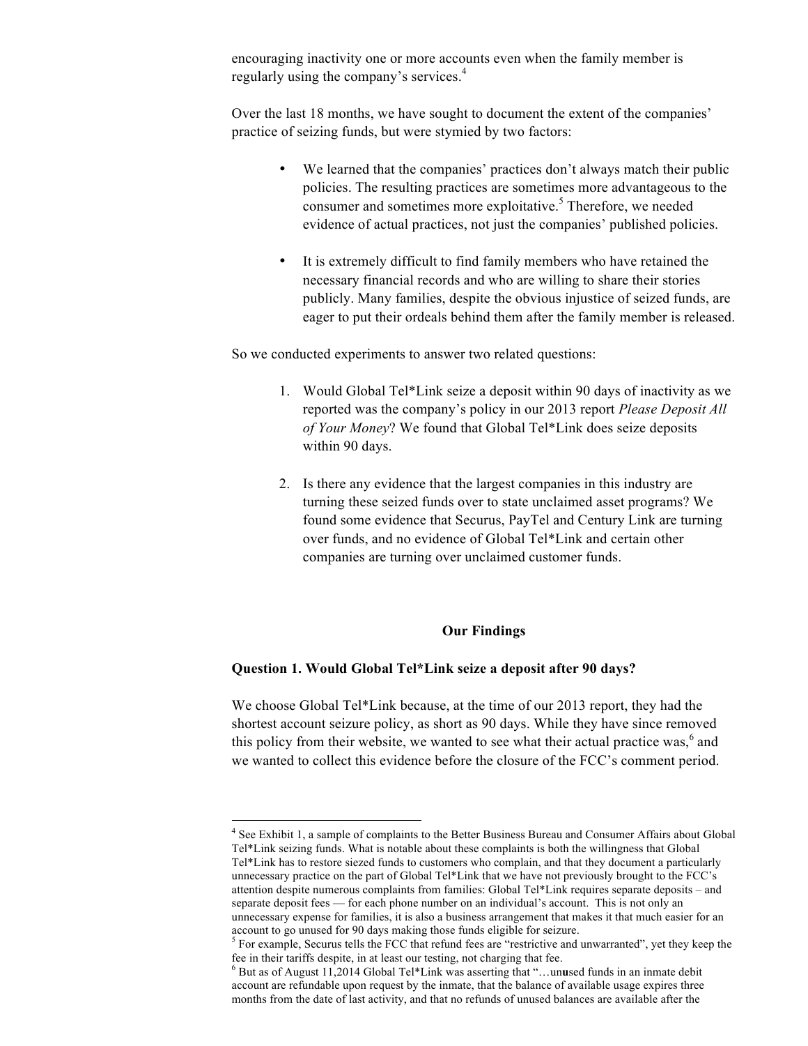encouraging inactivity one or more accounts even when the family member is regularly using the company's services.[4]

Over the last 18 months, we have sought to document the extent of the companies' practice of seizing funds, but were stymied by two factors:

- We learned that the companies' practices don't always match their public policies. The resulting practices are sometimes more advantageous to the consumer and sometimes more exploitative.[5] Therefore, we needed evidence of actual practices, not just the companies' published policies.

- It is extremely difficult to find family members who have retained the necessary financial records and who are willing to share their stories publicly. Many families, despite the obvious injustice of seized funds, are eager to put their ordeals behind them after the family member is released.

So we conducted experiments to answer two related questions:

1. Would Global Tel*Link seize a deposit within 90 days of inactivity as we reported was the company's policy in our 2013 report *Please Deposit All of Your Money*? We found that Global Tel*Link does seize deposits within 90 days.

2. Is there any evidence that the largest companies in this industry are turning these seized funds over to state unclaimed asset programs? We found some evidence that Securus, PayTel and Century Link are turning over funds, and no evidence of Global Tel*Link and certain other companies are turning over unclaimed customer funds.

## Our Findings

**Question 1. Would Global Tel*Link seize a deposit after 90 days?**

We choose Global Tel*Link because, at the time of our 2013 report, they had the shortest account seizure policy, as short as 90 days. While they have since removed this policy from their website, we wanted to see what their actual practice was,[6] and we wanted to collect this evidence before the closure of the FCC's comment period.

---

[4] See Exhibit 1, a sample of complaints to the Better Business Bureau and Consumer Affairs about Global Tel*Link seizing funds. What is notable about these complaints is both the willingness that Global Tel*Link has to restore siezed funds to customers who complain, and that they document a particularly unnecessary practice on the part of Global Tel*Link that we have not previously brought to the FCC's attention despite numerous complaints from families: Global Tel*Link requires separate deposits – and separate deposit fees — for each phone number on an individual's account. This is not only an unnecessary expense for families, it is also a business arrangement that makes it that much easier for an account to go unused for 90 days making those funds eligible for seizure.

[5] For example, Securus tells the FCC that refund fees are "restrictive and unwarranted", yet they keep the fee in their tariffs despite, in at least our testing, not charging that fee.

[6] But as of August 11,2014 Global Tel*Link was asserting that "…un**u**sed funds in an inmate debit account are refundable upon request by the inmate, that the balance of available usage expires three months from the date of last activity, and that no refunds of unused balances are available after the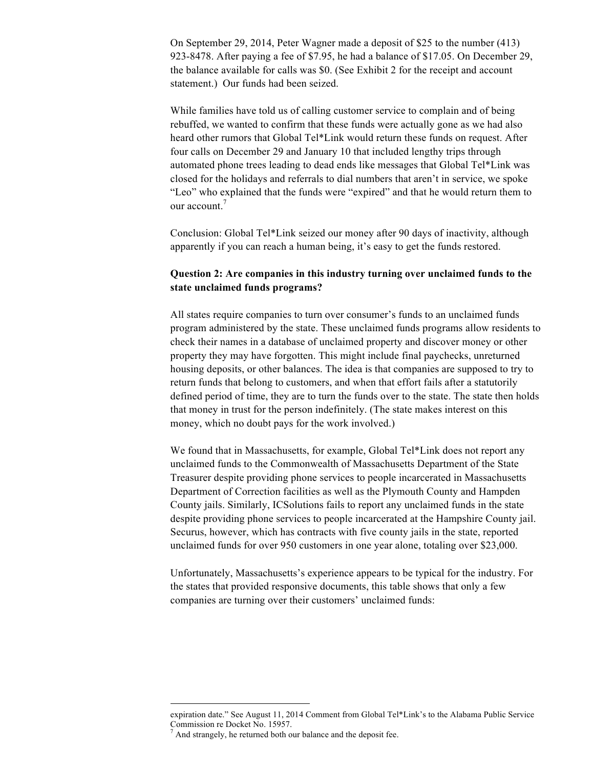On September 29, 2014, Peter Wagner made a deposit of $25 to the number (413) 923-8478. After paying a fee of $7.95, he had a balance of $17.05. On December 29, the balance available for calls was $0. (See Exhibit 2 for the receipt and account statement.) Our funds had been seized.

While families have told us of calling customer service to complain and of being rebuffed, we wanted to confirm that these funds were actually gone as we had also heard other rumors that Global Tel*Link would return these funds on request. After four calls on December 29 and January 10 that included lengthy trips through automated phone trees leading to dead ends like messages that Global Tel*Link was closed for the holidays and referrals to dial numbers that aren't in service, we spoke "Leo" who explained that the funds were "expired" and that he would return them to our account.[7]

Conclusion: Global Tel*Link seized our money after 90 days of inactivity, although apparently if you can reach a human being, it's easy to get the funds restored.

**Question 2: Are companies in this industry turning over unclaimed funds to the state unclaimed funds programs?**

All states require companies to turn over consumer's funds to an unclaimed funds program administered by the state. These unclaimed funds programs allow residents to check their names in a database of unclaimed property and discover money or other property they may have forgotten. This might include final paychecks, unreturned housing deposits, or other balances. The idea is that companies are supposed to try to return funds that belong to customers, and when that effort fails after a statutorily defined period of time, they are to turn the funds over to the state. The state then holds that money in trust for the person indefinitely. (The state makes interest on this money, which no doubt pays for the work involved.)

We found that in Massachusetts, for example, Global Tel*Link does not report any unclaimed funds to the Commonwealth of Massachusetts Department of the State Treasurer despite providing phone services to people incarcerated in Massachusetts Department of Correction facilities as well as the Plymouth County and Hampden County jails. Similarly, ICSolutions fails to report any unclaimed funds in the state despite providing phone services to people incarcerated at the Hampshire County jail. Securus, however, which has contracts with five county jails in the state, reported unclaimed funds for over 950 customers in one year alone, totaling over $23,000.

Unfortunately, Massachusetts's experience appears to be typical for the industry. For the states that provided responsive documents, this table shows that only a few companies are turning over their customers' unclaimed funds:

---

expiration date." See August 11, 2014 Comment from Global Tel*Link's to the Alabama Public Service Commission re Docket No. 15957.

[7] And strangely, he returned both our balance and the deposit fee.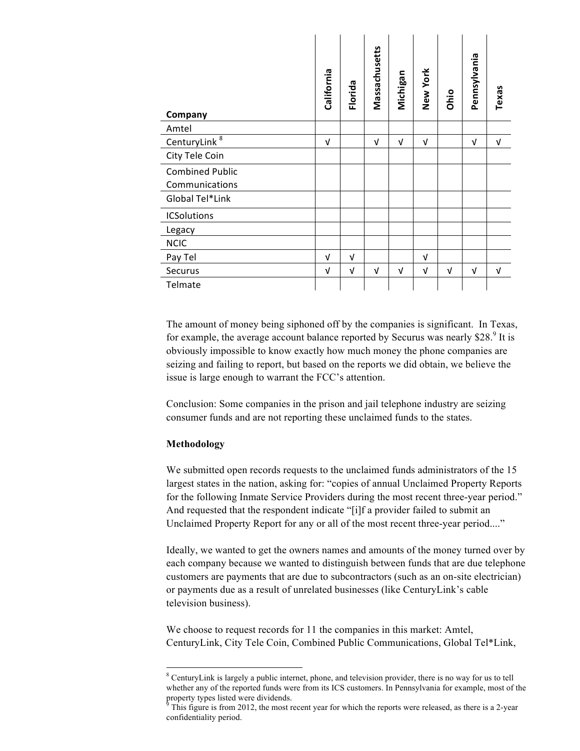| Company | California | Florida | Massachusetts | Michigan | New York | Ohio | Pennsylvania | Texas |
|---|---|---|---|---|---|---|---|---|
| Amtel | | | | | | | | |
| CenturyLink [8] | √ | | √ | √ | √ | | √ | √ |
| City Tele Coin | | | | | | | | |
| Combined Public Communications | | | | | | | | |
| Global Tel*Link | | | | | | | | |
| ICSolutions | | | | | | | | |
| Legacy | | | | | | | | |
| NCIC | | | | | | | | |
| Pay Tel | √ | √ | | | √ | | | |
| Securus | √ | √ | √ | √ | √ | √ | √ | √ |
| Telmate | | | | | | | | |

The amount of money being siphoned off by the companies is significant. In Texas, for example, the average account balance reported by Securus was nearly $28.[9] It is obviously impossible to know exactly how much money the phone companies are seizing and failing to report, but based on the reports we did obtain, we believe the issue is large enough to warrant the FCC's attention.

Conclusion: Some companies in the prison and jail telephone industry are seizing consumer funds and are not reporting these unclaimed funds to the states.

**Methodology**

We submitted open records requests to the unclaimed funds administrators of the 15 largest states in the nation, asking for: "copies of annual Unclaimed Property Reports for the following Inmate Service Providers during the most recent three-year period." And requested that the respondent indicate "[i]f a provider failed to submit an Unclaimed Property Report for any or all of the most recent three-year period...."

Ideally, we wanted to get the owners names and amounts of the money turned over by each company because we wanted to distinguish between funds that are due telephone customers are payments that are due to subcontractors (such as an on-site electrician) or payments due as a result of unrelated businesses (like CenturyLink's cable television business).

We choose to request records for 11 the companies in this market: Amtel, CenturyLink, City Tele Coin, Combined Public Communications, Global Tel*Link,

---

[8] CenturyLink is largely a public internet, phone, and television provider, there is no way for us to tell whether any of the reported funds were from its ICS customers. In Pennsylvania for example, most of the property types listed were dividends.

[9] This figure is from 2012, the most recent year for which the reports were released, as there is a 2-year confidentiality period.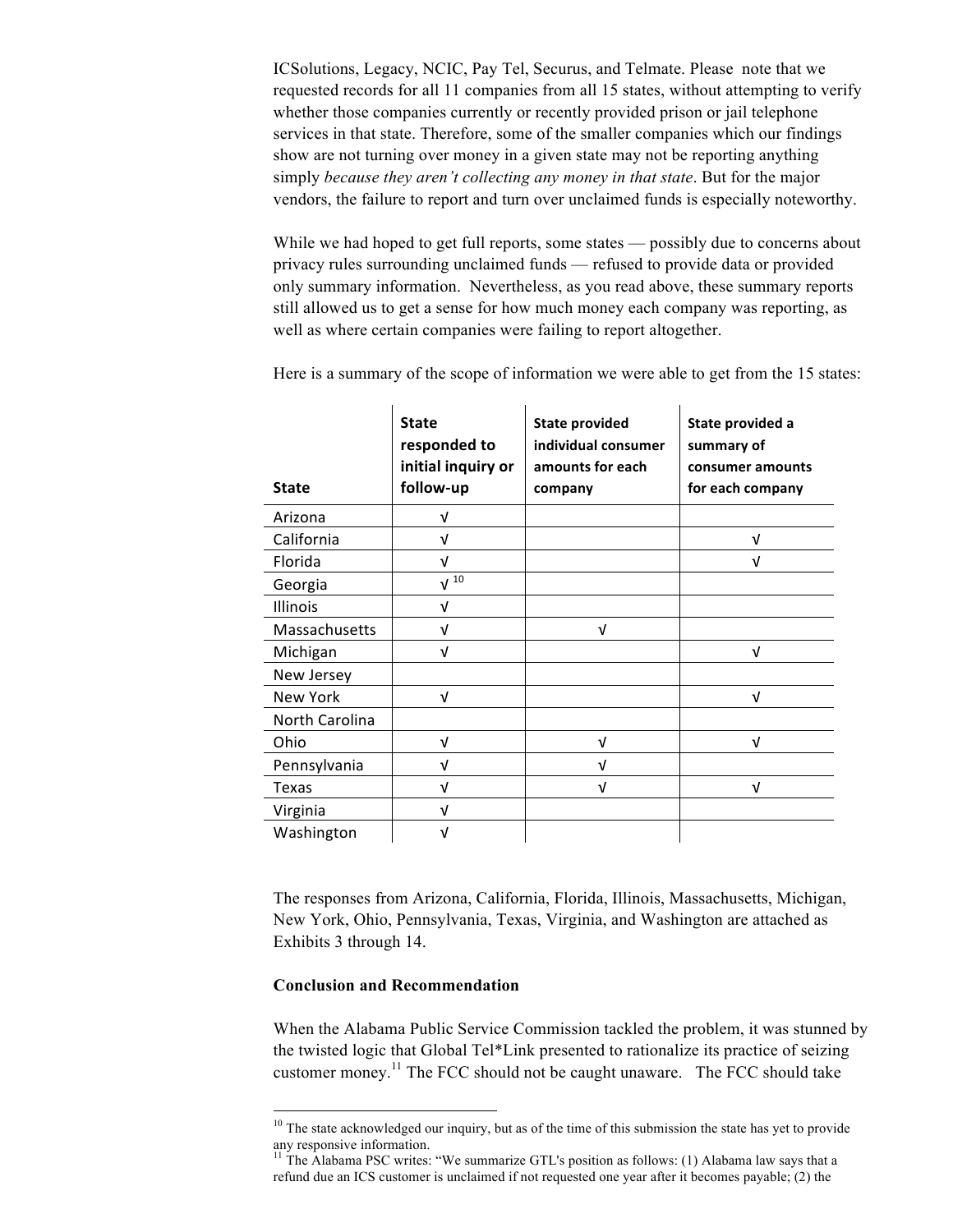ICSolutions, Legacy, NCIC, Pay Tel, Securus, and Telmate. Please note that we requested records for all 11 companies from all 15 states, without attempting to verify whether those companies currently or recently provided prison or jail telephone services in that state. Therefore, some of the smaller companies which our findings show are not turning over money in a given state may not be reporting anything simply *because they aren't collecting any money in that state*. But for the major vendors, the failure to report and turn over unclaimed funds is especially noteworthy.

While we had hoped to get full reports, some states — possibly due to concerns about privacy rules surrounding unclaimed funds — refused to provide data or provided only summary information. Nevertheless, as you read above, these summary reports still allowed us to get a sense for how much money each company was reporting, as well as where certain companies were failing to report altogether.

Here is a summary of the scope of information we were able to get from the 15 states:

| State | State responded to initial inquiry or follow-up | State provided individual consumer amounts for each company | State provided a summary of consumer amounts for each company |
|---|---|---|---|
| Arizona | √ | | |
| California | √ | | √ |
| Florida | √ | | √ |
| Georgia | √ [10] | | |
| Illinois | √ | | |
| Massachusetts | √ | √ | |
| Michigan | √ | | √ |
| New Jersey | | | |
| New York | √ | | √ |
| North Carolina | | | |
| Ohio | √ | √ | √ |
| Pennsylvania | √ | √ | |
| Texas | √ | √ | √ |
| Virginia | √ | | |
| Washington | √ | | |

The responses from Arizona, California, Florida, Illinois, Massachusetts, Michigan, New York, Ohio, Pennsylvania, Texas, Virginia, and Washington are attached as Exhibits 3 through 14.

**Conclusion and Recommendation**

When the Alabama Public Service Commission tackled the problem, it was stunned by the twisted logic that Global Tel*Link presented to rationalize its practice of seizing customer money.[11] The FCC should not be caught unaware. The FCC should take

[10] The state acknowledged our inquiry, but as of the time of this submission the state has yet to provide any responsive information.

[11] The Alabama PSC writes: "We summarize GTL's position as follows: (1) Alabama law says that a refund due an ICS customer is unclaimed if not requested one year after it becomes payable; (2) the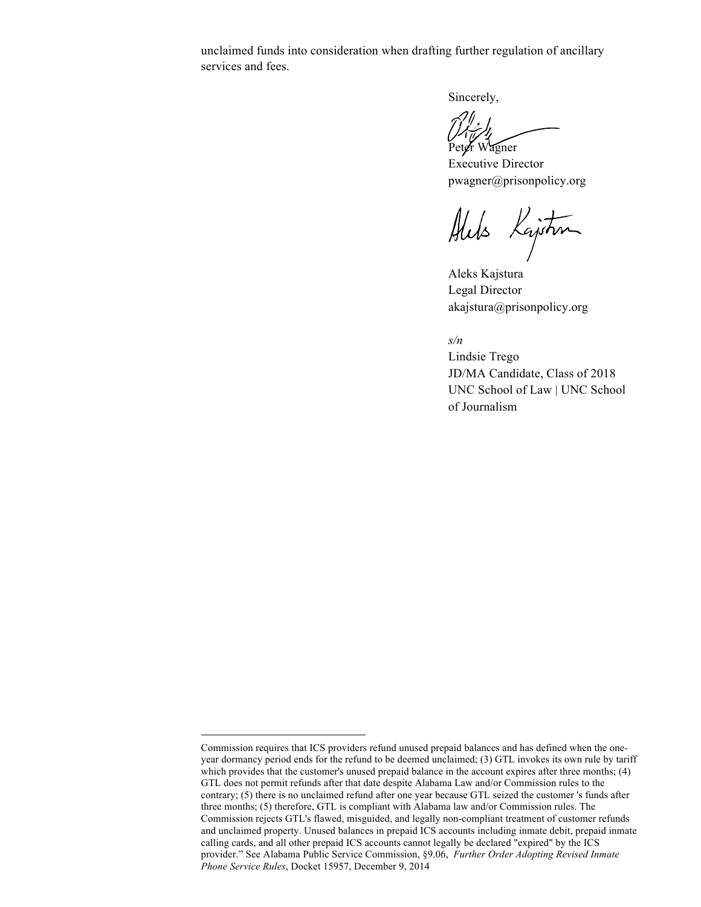unclaimed funds into consideration when drafting further regulation of ancillary services and fees.

Sincerely,

Peter Wagner
Executive Director
pwagner@prisonpolicy.org

Aleks Kajstura
Legal Director
akajstura@prisonpolicy.org

*s/n*
Lindsie Trego
JD/MA Candidate, Class of 2018
UNC School of Law | UNC School of Journalism

---

Commission requires that ICS providers refund unused prepaid balances and has defined when the one-year dormancy period ends for the refund to be deemed unclaimed; (3) GTL invokes its own rule by tariff which provides that the customer's unused prepaid balance in the account expires after three months; (4) GTL does not permit refunds after that date despite Alabama Law and/or Commission rules to the contrary; (5) there is no unclaimed refund after one year because GTL seized the customer 's funds after three months; (5) therefore, GTL is compliant with Alabama law and/or Commission rules. The Commission rejects GTL's flawed, misguided, and legally non-compliant treatment of customer refunds and unclaimed property. Unused balances in prepaid ICS accounts including inmate debit, prepaid inmate calling cards, and all other prepaid ICS accounts cannot legally be declared "expired" by the ICS provider." See Alabama Public Service Commission, §9.06, *Further Order Adopting Revised Inmate Phone Service Rules*, Docket 15957, December 9, 2014